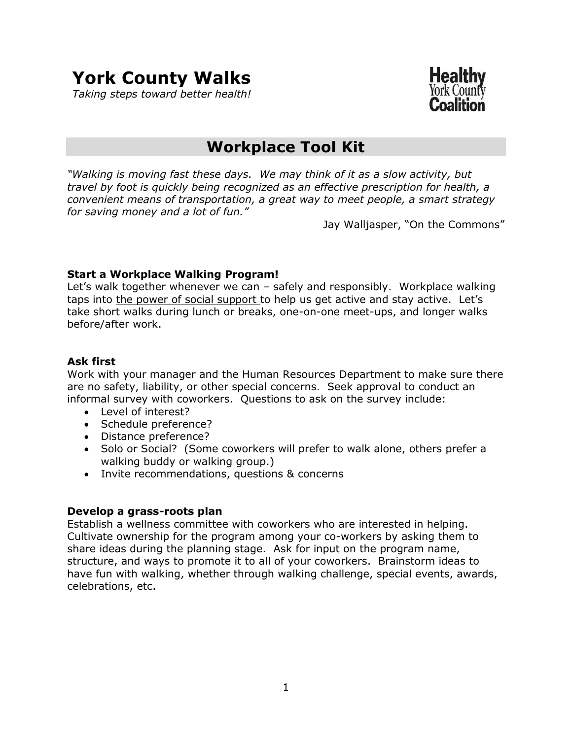# York County Walks

*Taking steps toward better health!*

Healthy York County Coalition

## Workplace Tool Kit

*"Walking is moving fast these days. We may think of it as a slow activity, but travel by foot is quickly being recognized as an effective prescription for health, a convenient means of transportation, a great way to meet people, a smart strategy for saving money and a lot of fun."*

Jay Walljasper, "On the Commons"

**Start a Workplace Walking Program!**

Let's walk together whenever we can – safely and responsibly. Workplace walking taps into the power of social support to help us get active and stay active. Let's take short walks during lunch or breaks, one-on-one meet-ups, and longer walks before/after work.

**Ask first**

Work with your manager and the Human Resources Department to make sure there are no safety, liability, or other special concerns. Seek approval to conduct an informal survey with coworkers. Questions to ask on the survey include:

- Level of interest?
- Schedule preference?
- Distance preference?
- Solo or Social? (Some coworkers will prefer to walk alone, others prefer a walking buddy or walking group.)
- Invite recommendations, questions & concerns

**Develop a grass-roots plan**

Establish a wellness committee with coworkers who are interested in helping. Cultivate ownership for the program among your co-workers by asking them to share ideas during the planning stage. Ask for input on the program name, structure, and ways to promote it to all of your coworkers. Brainstorm ideas to have fun with walking, whether through walking challenge, special events, awards, celebrations, etc.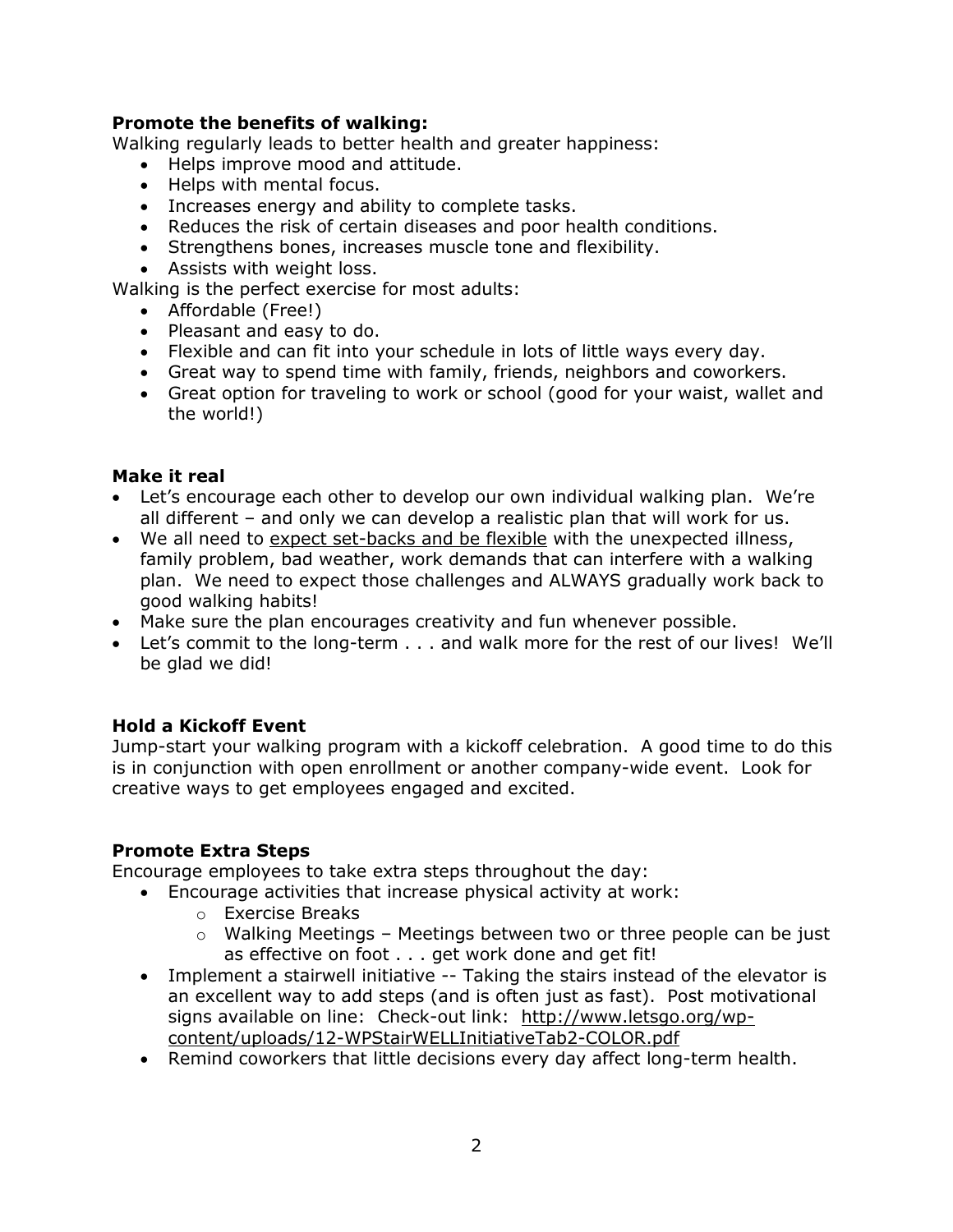**Promote the benefits of walking:**
Walking regularly leads to better health and greater happiness:

- Helps improve mood and attitude.
- Helps with mental focus.
- Increases energy and ability to complete tasks.
- Reduces the risk of certain diseases and poor health conditions.
- Strengthens bones, increases muscle tone and flexibility.
- Assists with weight loss.

Walking is the perfect exercise for most adults:

- Affordable (Free!)
- Pleasant and easy to do.
- Flexible and can fit into your schedule in lots of little ways every day.
- Great way to spend time with family, friends, neighbors and coworkers.
- Great option for traveling to work or school (good for your waist, wallet and the world!)

**Make it real**

- Let's encourage each other to develop our own individual walking plan. We're all different – and only we can develop a realistic plan that will work for us.
- We all need to expect set-backs and be flexible with the unexpected illness, family problem, bad weather, work demands that can interfere with a walking plan. We need to expect those challenges and ALWAYS gradually work back to good walking habits!
- Make sure the plan encourages creativity and fun whenever possible.
- Let's commit to the long-term . . . and walk more for the rest of our lives! We'll be glad we did!

**Hold a Kickoff Event**
Jump-start your walking program with a kickoff celebration. A good time to do this is in conjunction with open enrollment or another company-wide event. Look for creative ways to get employees engaged and excited.

**Promote Extra Steps**
Encourage employees to take extra steps throughout the day:

- Encourage activities that increase physical activity at work:
  - Exercise Breaks
  - Walking Meetings – Meetings between two or three people can be just as effective on foot . . . get work done and get fit!
- Implement a stairwell initiative -- Taking the stairs instead of the elevator is an excellent way to add steps (and is often just as fast). Post motivational signs available on line: Check-out link: http://www.letsgo.org/wp-content/uploads/12-WPStairWELLInitiativeTab2-COLOR.pdf
- Remind coworkers that little decisions every day affect long-term health.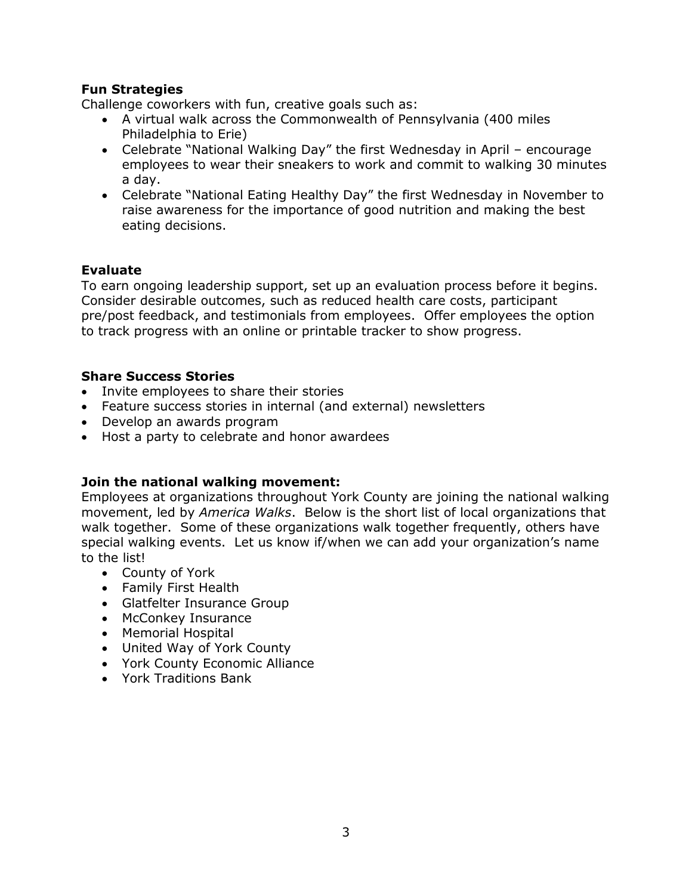**Fun Strategies**

Challenge coworkers with fun, creative goals such as:

- A virtual walk across the Commonwealth of Pennsylvania (400 miles Philadelphia to Erie)
- Celebrate "National Walking Day" the first Wednesday in April – encourage employees to wear their sneakers to work and commit to walking 30 minutes a day.
- Celebrate "National Eating Healthy Day" the first Wednesday in November to raise awareness for the importance of good nutrition and making the best eating decisions.

**Evaluate**

To earn ongoing leadership support, set up an evaluation process before it begins. Consider desirable outcomes, such as reduced health care costs, participant pre/post feedback, and testimonials from employees. Offer employees the option to track progress with an online or printable tracker to show progress.

**Share Success Stories**

- Invite employees to share their stories
- Feature success stories in internal (and external) newsletters
- Develop an awards program
- Host a party to celebrate and honor awardees

**Join the national walking movement:**

Employees at organizations throughout York County are joining the national walking movement, led by *America Walks*. Below is the short list of local organizations that walk together. Some of these organizations walk together frequently, others have special walking events. Let us know if/when we can add your organization's name to the list!

- County of York
- Family First Health
- Glatfelter Insurance Group
- McConkey Insurance
- Memorial Hospital
- United Way of York County
- York County Economic Alliance
- York Traditions Bank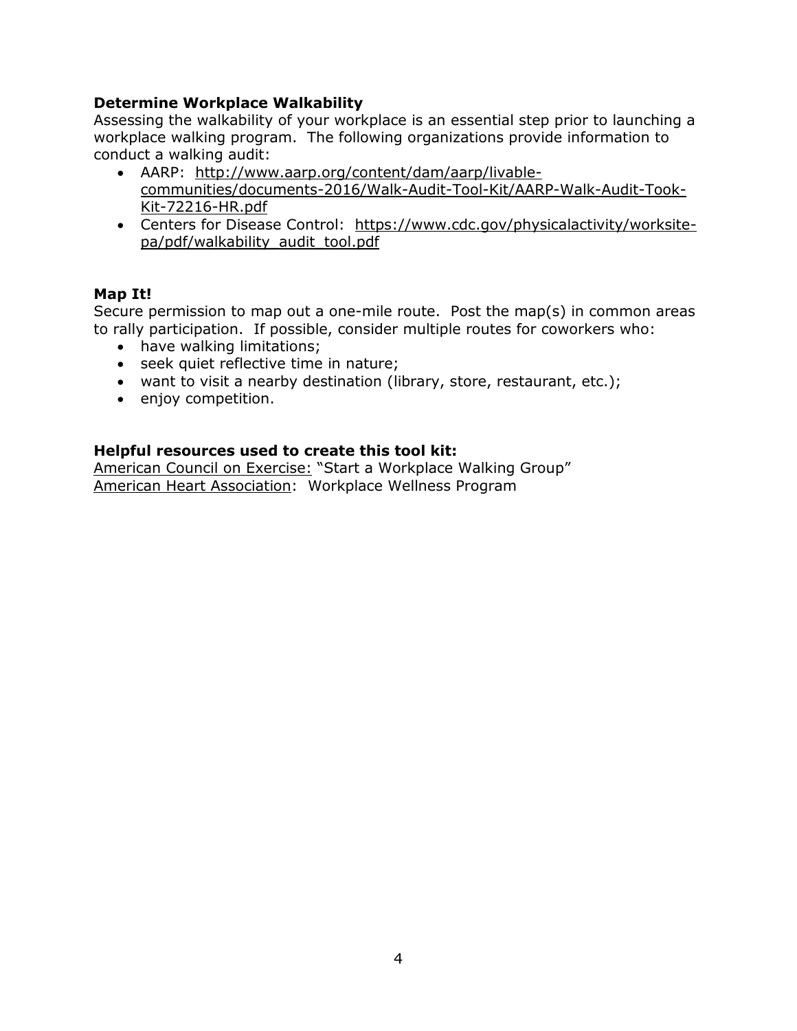**Determine Workplace Walkability**

Assessing the walkability of your workplace is an essential step prior to launching a workplace walking program. The following organizations provide information to conduct a walking audit:

- AARP: http://www.aarp.org/content/dam/aarp/livable-communities/documents-2016/Walk-Audit-Tool-Kit/AARP-Walk-Audit-Took-Kit-72216-HR.pdf
- Centers for Disease Control: https://www.cdc.gov/physicalactivity/worksite-pa/pdf/walkability_audit_tool.pdf

**Map It!**

Secure permission to map out a one-mile route. Post the map(s) in common areas to rally participation. If possible, consider multiple routes for coworkers who:

- have walking limitations;
- seek quiet reflective time in nature;
- want to visit a nearby destination (library, store, restaurant, etc.);
- enjoy competition.

**Helpful resources used to create this tool kit:**

American Council on Exercise: "Start a Workplace Walking Group"
American Heart Association: Workplace Wellness Program